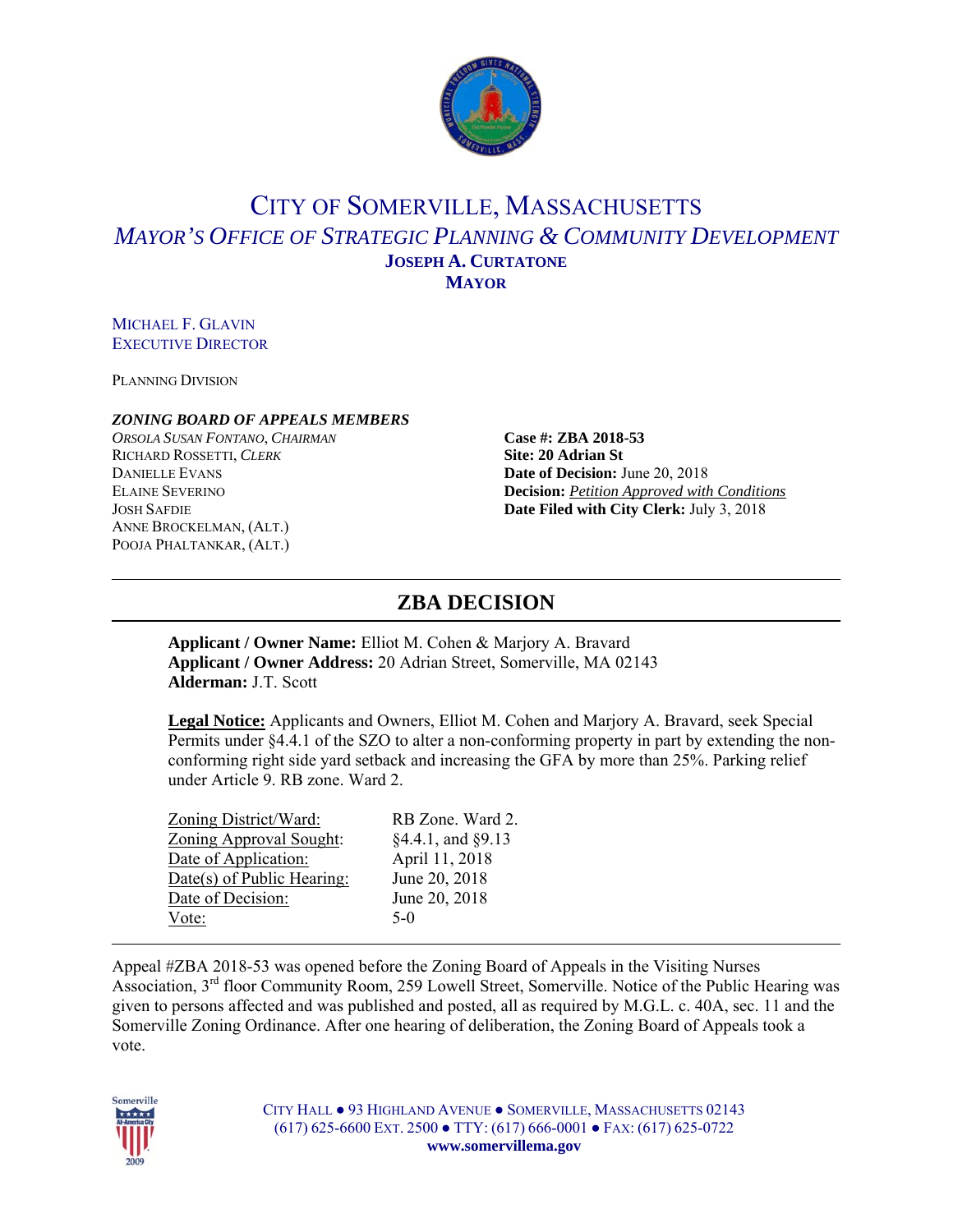# CITY OF SOMERVILLE, MASSACHUSETTS

## *MAYOR'S OFFICE OF STRATEGIC PLANNING & COMMUNITY DEVELOPMENT*

**JOSEPH A. CURTATONE**
**MAYOR**

MICHAEL F. GLAVIN
EXECUTIVE DIRECTOR

PLANNING DIVISION

***ZONING BOARD OF APPEALS MEMBERS***

*ORSOLA SUSAN FONTANO, CHAIRMAN*
RICHARD ROSSETTI, *CLERK*
DANIELLE EVANS
ELAINE SEVERINO
JOSH SAFDIE
ANNE BROCKELMAN, (ALT.)
POOJA PHALTANKAR, (ALT.)

**Case #: ZBA 2018-53**
**Site: 20 Adrian St**
**Date of Decision:** June 20, 2018
**Decision:** *Petition Approved with Conditions*
**Date Filed with City Clerk:** July 3, 2018

---

## ZBA DECISION

**Applicant / Owner Name:** Elliot M. Cohen & Marjory A. Bravard
**Applicant / Owner Address:** 20 Adrian Street, Somerville, MA 02143
**Alderman:** J.T. Scott

**Legal Notice:** Applicants and Owners, Elliot M. Cohen and Marjory A. Bravard, seek Special Permits under §4.4.1 of the SZO to alter a non-conforming property in part by extending the non-conforming right side yard setback and increasing the GFA by more than 25%. Parking relief under Article 9. RB zone. Ward 2.

| | |
|---|---|
| Zoning District/Ward: | RB Zone. Ward 2. |
| Zoning Approval Sought: | §4.4.1, and §9.13 |
| Date of Application: | April 11, 2018 |
| Date(s) of Public Hearing: | June 20, 2018 |
| Date of Decision: | June 20, 2018 |
| Vote: | 5-0 |

---

Appeal #ZBA 2018-53 was opened before the Zoning Board of Appeals in the Visiting Nurses Association, 3rd floor Community Room, 259 Lowell Street, Somerville. Notice of the Public Hearing was given to persons affected and was published and posted, all as required by M.G.L. c. 40A, sec. 11 and the Somerville Zoning Ordinance. After one hearing of deliberation, the Zoning Board of Appeals took a vote.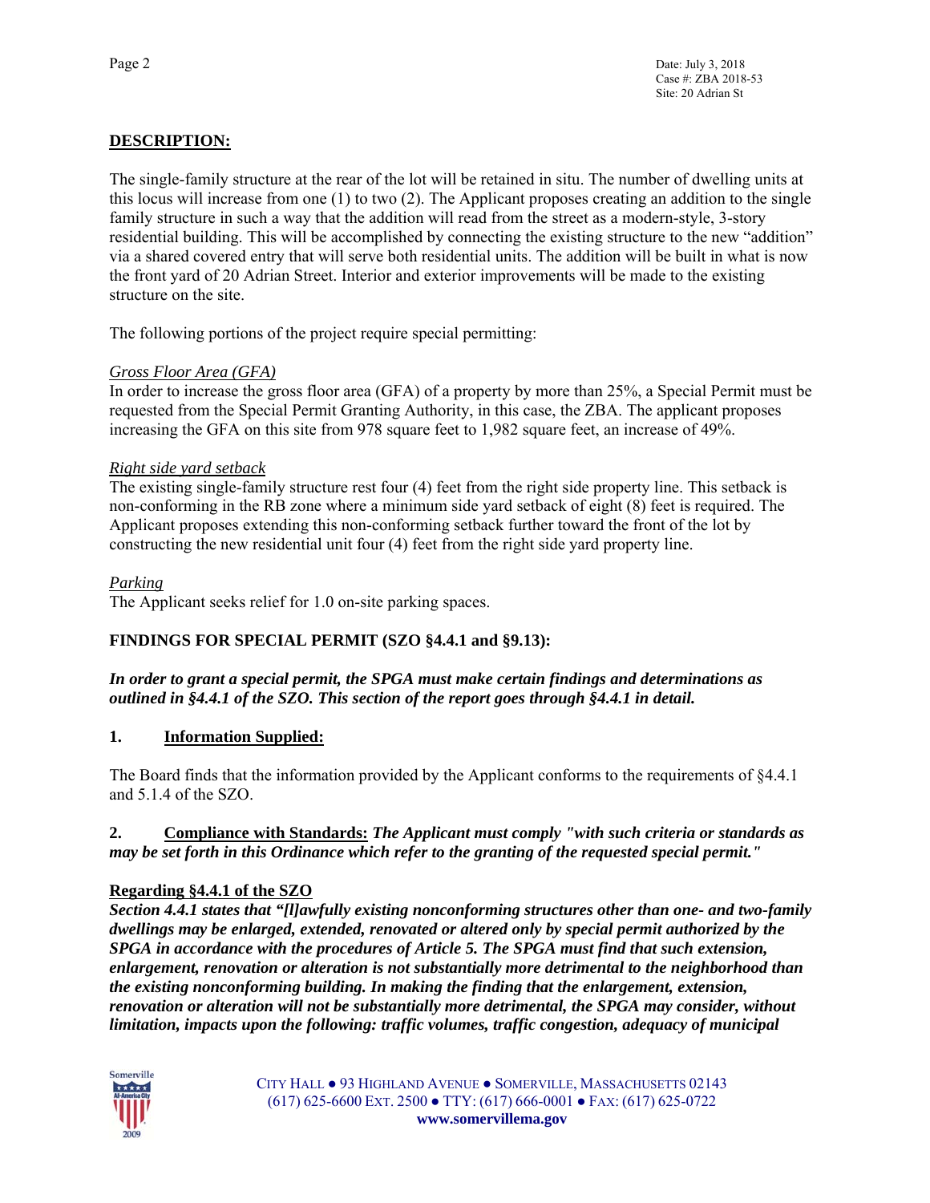**DESCRIPTION:**

The single-family structure at the rear of the lot will be retained in situ. The number of dwelling units at this locus will increase from one (1) to two (2). The Applicant proposes creating an addition to the single family structure in such a way that the addition will read from the street as a modern-style, 3-story residential building. This will be accomplished by connecting the existing structure to the new "addition" via a shared covered entry that will serve both residential units. The addition will be built in what is now the front yard of 20 Adrian Street. Interior and exterior improvements will be made to the existing structure on the site.

The following portions of the project require special permitting:

*Gross Floor Area (GFA)*
In order to increase the gross floor area (GFA) of a property by more than 25%, a Special Permit must be requested from the Special Permit Granting Authority, in this case, the ZBA. The applicant proposes increasing the GFA on this site from 978 square feet to 1,982 square feet, an increase of 49%.

*Right side yard setback*
The existing single-family structure rest four (4) feet from the right side property line. This setback is non-conforming in the RB zone where a minimum side yard setback of eight (8) feet is required. The Applicant proposes extending this non-conforming setback further toward the front of the lot by constructing the new residential unit four (4) feet from the right side yard property line.

*Parking*
The Applicant seeks relief for 1.0 on-site parking spaces.

**FINDINGS FOR SPECIAL PERMIT (SZO §4.4.1 and §9.13):**

***In order to grant a special permit, the SPGA must make certain findings and determinations as outlined in §4.4.1 of the SZO. This section of the report goes through §4.4.1 in detail.***

**1. Information Supplied:**

The Board finds that the information provided by the Applicant conforms to the requirements of §4.4.1 and 5.1.4 of the SZO.

**2. Compliance with Standards:** ***The Applicant must comply "with such criteria or standards as may be set forth in this Ordinance which refer to the granting of the requested special permit."***

**Regarding §4.4.1 of the SZO**
***Section 4.4.1 states that "[l]awfully existing nonconforming structures other than one- and two-family dwellings may be enlarged, extended, renovated or altered only by special permit authorized by the SPGA in accordance with the procedures of Article 5. The SPGA must find that such extension, enlargement, renovation or alteration is not substantially more detrimental to the neighborhood than the existing nonconforming building. In making the finding that the enlargement, extension, renovation or alteration will not be substantially more detrimental, the SPGA may consider, without limitation, impacts upon the following: traffic volumes, traffic congestion, adequacy of municipal***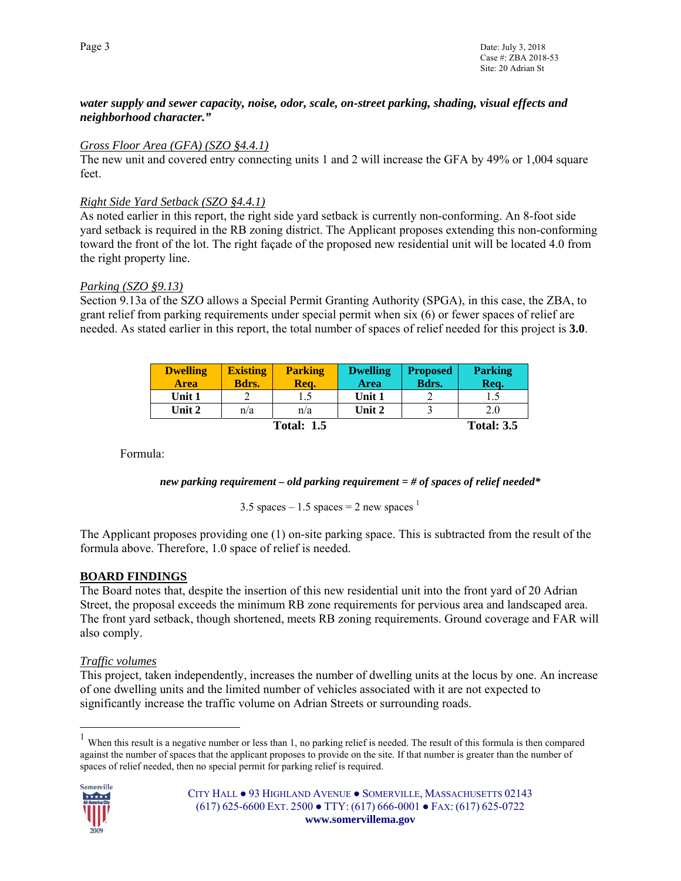***water supply and sewer capacity, noise, odor, scale, on-street parking, shading, visual effects and neighborhood character."***

*Gross Floor Area (GFA) (SZO §4.4.1)*
The new unit and covered entry connecting units 1 and 2 will increase the GFA by 49% or 1,004 square feet.

*Right Side Yard Setback (SZO §4.4.1)*
As noted earlier in this report, the right side yard setback is currently non-conforming. An 8-foot side yard setback is required in the RB zoning district. The Applicant proposes extending this non-conforming toward the front of the lot. The right façade of the proposed new residential unit will be located 4.0 from the right property line.

*Parking (SZO §9.13)*
Section 9.13a of the SZO allows a Special Permit Granting Authority (SPGA), in this case, the ZBA, to grant relief from parking requirements under special permit when six (6) or fewer spaces of relief are needed. As stated earlier in this report, the total number of spaces of relief needed for this project is **3.0**.

| Dwelling Area | Existing Bdrs. | Parking Req. | Dwelling Area | Proposed Bdrs. | Parking Req. |
|---|---|---|---|---|---|
| **Unit 1** | 2 | 1.5 | **Unit 1** | 2 | 1.5 |
| **Unit 2** | n/a | n/a | **Unit 2** | 3 | 2.0 |
| | | **Total: 1.5** | | | **Total: 3.5** |

Formula:

***new parking requirement – old parking requirement = # of spaces of relief needed****

3.5 spaces – 1.5 spaces = 2 new spaces [1]

The Applicant proposes providing one (1) on-site parking space. This is subtracted from the result of the formula above. Therefore, 1.0 space of relief is needed.

**BOARD FINDINGS**
The Board notes that, despite the insertion of this new residential unit into the front yard of 20 Adrian Street, the proposal exceeds the minimum RB zone requirements for pervious area and landscaped area. The front yard setback, though shortened, meets RB zoning requirements. Ground coverage and FAR will also comply.

*Traffic volumes*
This project, taken independently, increases the number of dwelling units at the locus by one. An increase of one dwelling units and the limited number of vehicles associated with it are not expected to significantly increase the traffic volume on Adrian Streets or surrounding roads.

[1] When this result is a negative number or less than 1, no parking relief is needed. The result of this formula is then compared against the number of spaces that the applicant proposes to provide on the site. If that number is greater than the number of spaces of relief needed, then no special permit for parking relief is required.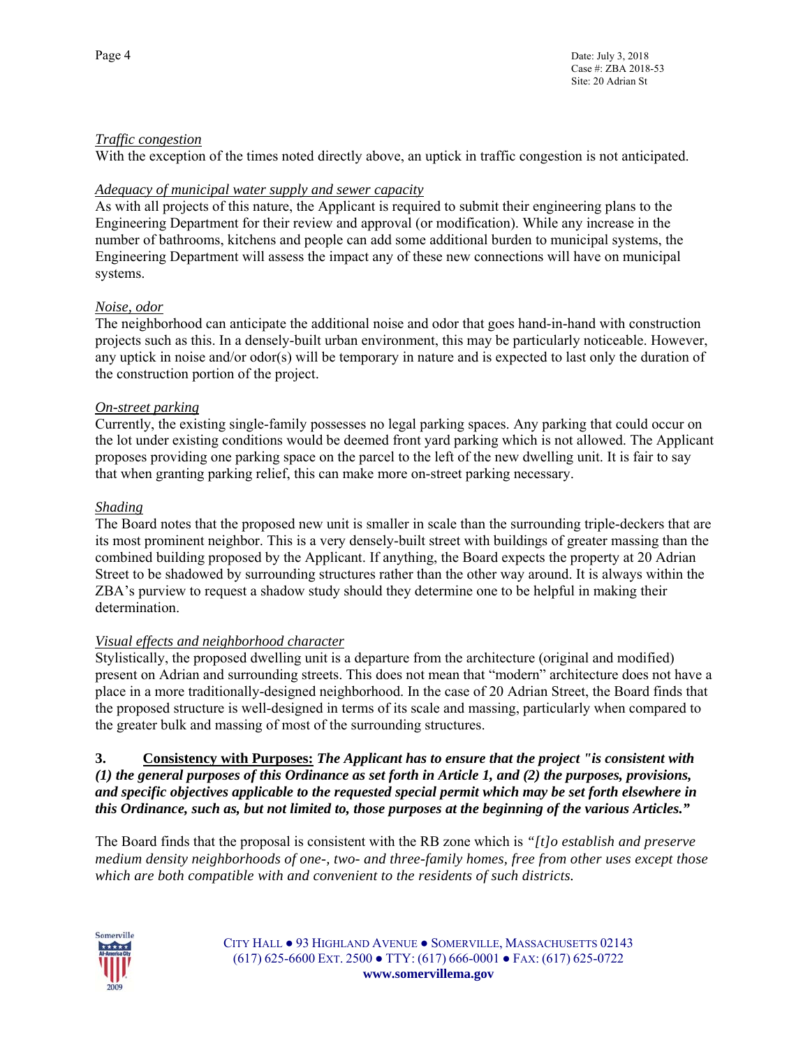*Traffic congestion*

With the exception of the times noted directly above, an uptick in traffic congestion is not anticipated.

*Adequacy of municipal water supply and sewer capacity*

As with all projects of this nature, the Applicant is required to submit their engineering plans to the Engineering Department for their review and approval (or modification). While any increase in the number of bathrooms, kitchens and people can add some additional burden to municipal systems, the Engineering Department will assess the impact any of these new connections will have on municipal systems.

*Noise, odor*

The neighborhood can anticipate the additional noise and odor that goes hand-in-hand with construction projects such as this. In a densely-built urban environment, this may be particularly noticeable. However, any uptick in noise and/or odor(s) will be temporary in nature and is expected to last only the duration of the construction portion of the project.

*On-street parking*

Currently, the existing single-family possesses no legal parking spaces. Any parking that could occur on the lot under existing conditions would be deemed front yard parking which is not allowed. The Applicant proposes providing one parking space on the parcel to the left of the new dwelling unit. It is fair to say that when granting parking relief, this can make more on-street parking necessary.

*Shading*

The Board notes that the proposed new unit is smaller in scale than the surrounding triple-deckers that are its most prominent neighbor. This is a very densely-built street with buildings of greater massing than the combined building proposed by the Applicant. If anything, the Board expects the property at 20 Adrian Street to be shadowed by surrounding structures rather than the other way around. It is always within the ZBA's purview to request a shadow study should they determine one to be helpful in making their determination.

*Visual effects and neighborhood character*

Stylistically, the proposed dwelling unit is a departure from the architecture (original and modified) present on Adrian and surrounding streets. This does not mean that "modern" architecture does not have a place in a more traditionally-designed neighborhood. In the case of 20 Adrian Street, the Board finds that the proposed structure is well-designed in terms of its scale and massing, particularly when compared to the greater bulk and massing of most of the surrounding structures.

**3. Consistency with Purposes:** ***The Applicant has to ensure that the project "is consistent with (1) the general purposes of this Ordinance as set forth in Article 1, and (2) the purposes, provisions, and specific objectives applicable to the requested special permit which may be set forth elsewhere in this Ordinance, such as, but not limited to, those purposes at the beginning of the various Articles."***

The Board finds that the proposal is consistent with the RB zone which is *"[t]o establish and preserve medium density neighborhoods of one-, two- and three-family homes, free from other uses except those which are both compatible with and convenient to the residents of such districts.*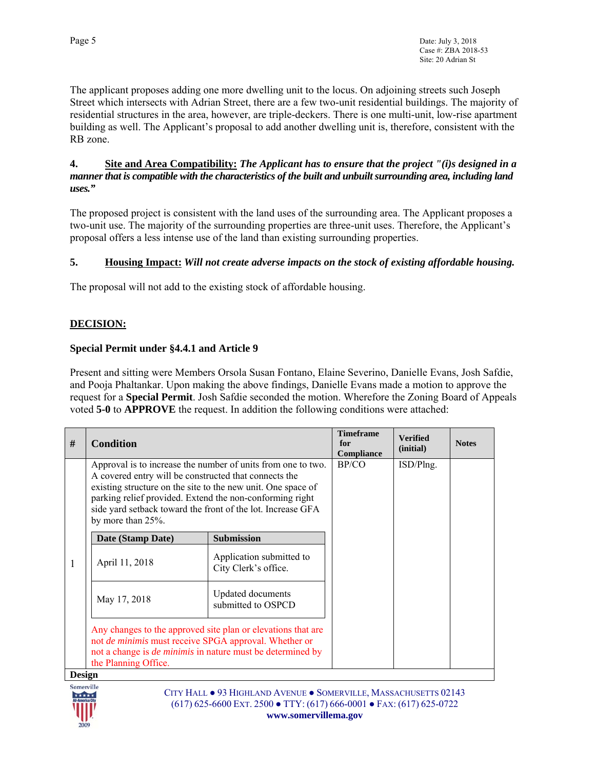The applicant proposes adding one more dwelling unit to the locus. On adjoining streets such Joseph Street which intersects with Adrian Street, there are a few two-unit residential buildings. The majority of residential structures in the area, however, are triple-deckers. There is one multi-unit, low-rise apartment building as well. The Applicant's proposal to add another dwelling unit is, therefore, consistent with the RB zone.

**4. <u>Site and Area Compatibility:</u>** ***The Applicant has to ensure that the project "(i)s designed in a manner that is compatible with the characteristics of the built and unbuilt surrounding area, including land uses."***

The proposed project is consistent with the land uses of the surrounding area. The Applicant proposes a two-unit use. The majority of the surrounding properties are three-unit uses. Therefore, the Applicant's proposal offers a less intense use of the land than existing surrounding properties.

**5. <u>Housing Impact:</u>** ***Will not create adverse impacts on the stock of existing affordable housing.***

The proposal will not add to the existing stock of affordable housing.

## <u>DECISION:</u>

### Special Permit under §4.4.1 and Article 9

Present and sitting were Members Orsola Susan Fontano, Elaine Severino, Danielle Evans, Josh Safdie, and Pooja Phaltankar. Upon making the above findings, Danielle Evans made a motion to approve the request for a **Special Permit**. Josh Safdie seconded the motion. Wherefore the Zoning Board of Appeals voted **5-0** to **APPROVE** the request. In addition the following conditions were attached:

| # | Condition | Timeframe for Compliance | Verified (initial) | Notes |
|---|---|---|---|---|
| 1 | Approval is to increase the number of units from one to two. A covered entry will be constructed that connects the existing structure on the site to the new unit. One space of parking relief provided. Extend the non-conforming right side yard setback toward the front of the lot. Increase GFA by more than 25%.<br><br>**Date (Stamp Date)** — **Submission**<br>April 11, 2018 — Application submitted to City Clerk's office.<br>May 17, 2018 — Updated documents submitted to OSPCD<br><br>Any changes to the approved site plan or elevations that are not *de minimis* must receive SPGA approval. Whether or not a change is *de minimis* in nature must be determined by the Planning Office. | BP/CO | ISD/Plng. | |
| **Design** | | | | |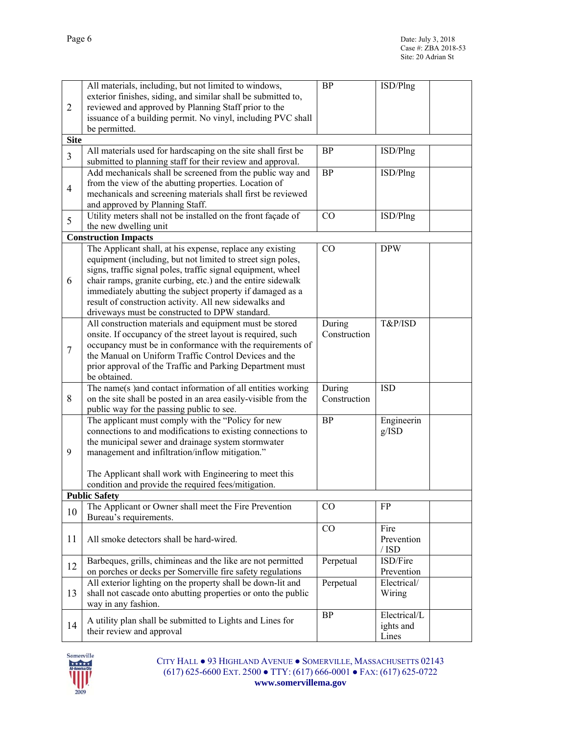| | | | | |
|---|---|---|---|---|
| 2 | All materials, including, but not limited to windows, exterior finishes, siding, and similar shall be submitted to, reviewed and approved by Planning Staff prior to the issuance of a building permit. No vinyl, including PVC shall be permitted. | BP | ISD/Plng | |
| **Site** | | | | |
| 3 | All materials used for hardscaping on the site shall first be submitted to planning staff for their review and approval. | BP | ISD/Plng | |
| 4 | Add mechanicals shall be screened from the public way and from the view of the abutting properties. Location of mechanicals and screening materials shall first be reviewed and approved by Planning Staff. | BP | ISD/Plng | |
| 5 | Utility meters shall not be installed on the front façade of the new dwelling unit | CO | ISD/Plng | |
| **Construction Impacts** | | | | |
| 6 | The Applicant shall, at his expense, replace any existing equipment (including, but not limited to street sign poles, signs, traffic signal poles, traffic signal equipment, wheel chair ramps, granite curbing, etc.) and the entire sidewalk immediately abutting the subject property if damaged as a result of construction activity. All new sidewalks and driveways must be constructed to DPW standard. | CO | DPW | |
| 7 | All construction materials and equipment must be stored onsite. If occupancy of the street layout is required, such occupancy must be in conformance with the requirements of the Manual on Uniform Traffic Control Devices and the prior approval of the Traffic and Parking Department must be obtained. | During Construction | T&P/ISD | |
| 8 | The name(s )and contact information of all entities working on the site shall be posted in an area easily-visible from the public way for the passing public to see. | During Construction | ISD | |
| 9 | The applicant must comply with the "Policy for new connections to and modifications to existing connections to the municipal sewer and drainage system stormwater management and infiltration/inflow mitigation."<br><br>The Applicant shall work with Engineering to meet this condition and provide the required fees/mitigation. | BP | Engineering/ISD | |
| **Public Safety** | | | | |
| 10 | The Applicant or Owner shall meet the Fire Prevention Bureau's requirements. | CO | FP | |
| 11 | All smoke detectors shall be hard-wired. | CO | Fire Prevention / ISD | |
| 12 | Barbeques, grills, chimineas and the like are not permitted on porches or decks per Somerville fire safety regulations | Perpetual | ISD/Fire Prevention | |
| 13 | All exterior lighting on the property shall be down-lit and shall not cascade onto abutting properties or onto the public way in any fashion. | Perpetual | Electrical/ Wiring | |
| 14 | A utility plan shall be submitted to Lights and Lines for their review and approval | BP | Electrical/Lights and Lines | |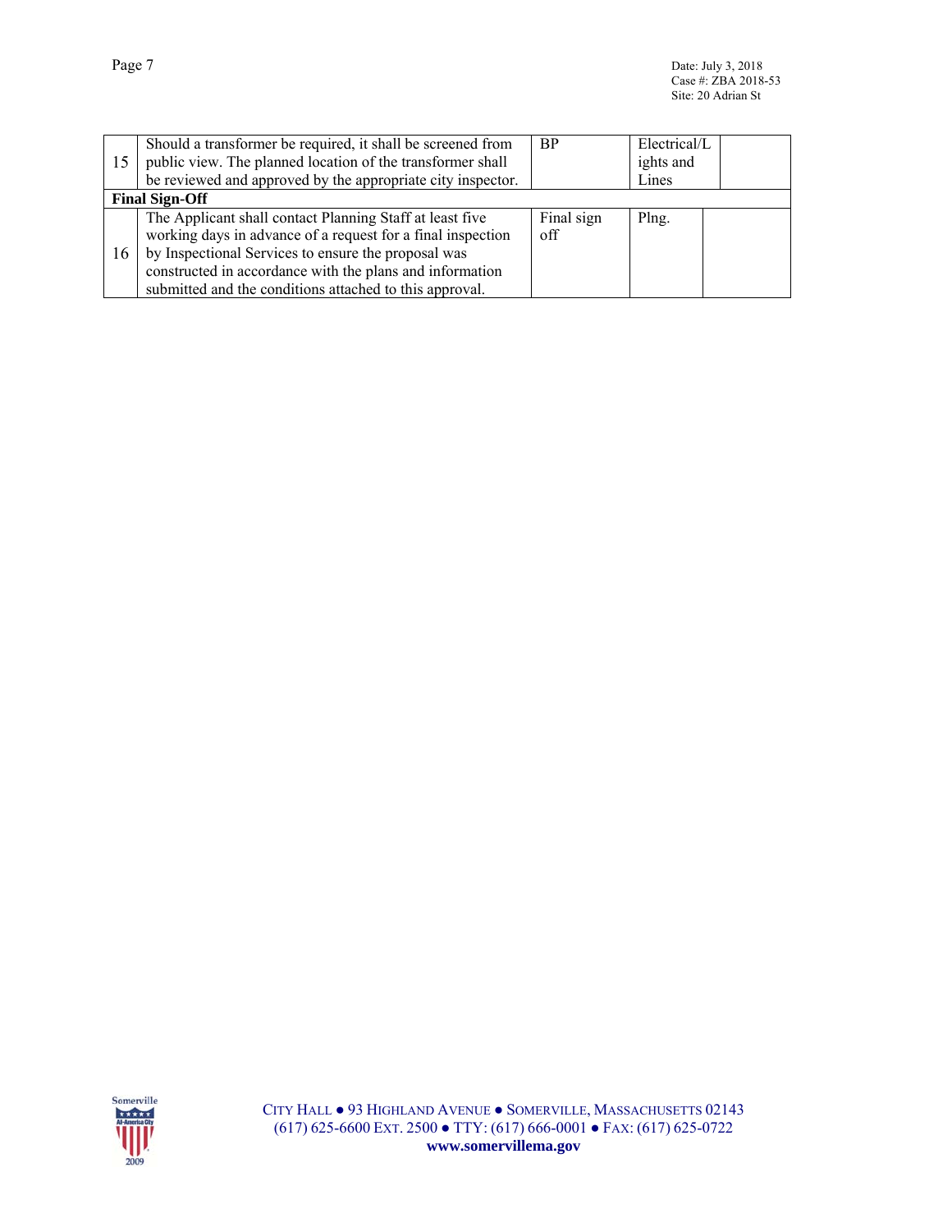| # | Condition | Timeframe for Compliance | Verified (initial) | Notes |
|---|---|---|---|---|
| 15 | Should a transformer be required, it shall be screened from public view. The planned location of the transformer shall be reviewed and approved by the appropriate city inspector. | BP | Electrical/Lights and Lines | |
| **Final Sign-Off** | | | | |
| 16 | The Applicant shall contact Planning Staff at least five working days in advance of a request for a final inspection by Inspectional Services to ensure the proposal was constructed in accordance with the plans and information submitted and the conditions attached to this approval. | Final sign off | Plng. | |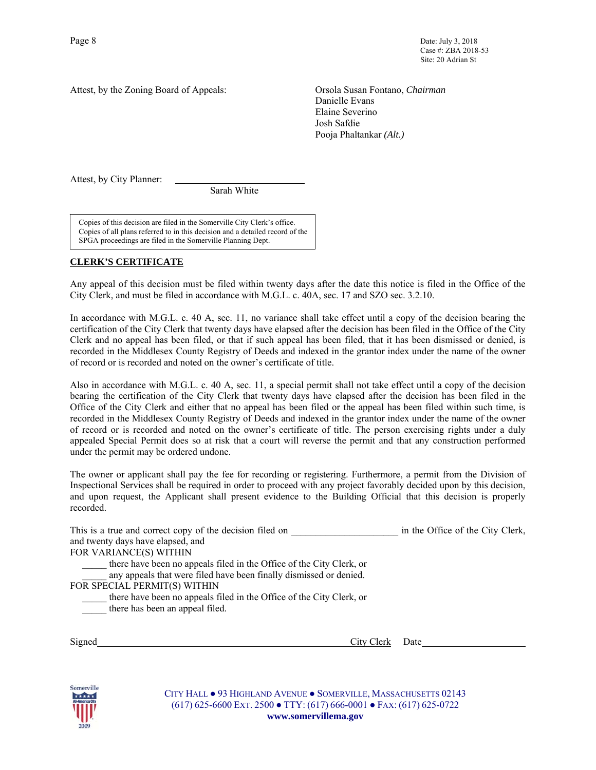Attest, by the Zoning Board of Appeals:

Orsola Susan Fontano, *Chairman*
Danielle Evans
Elaine Severino
Josh Safdie
Pooja Phaltankar *(Alt.)*

Attest, by City Planner: ______________________________
Sarah White

Copies of this decision are filed in the Somerville City Clerk's office. Copies of all plans referred to in this decision and a detailed record of the SPGA proceedings are filed in the Somerville Planning Dept.

**CLERK'S CERTIFICATE**

Any appeal of this decision must be filed within twenty days after the date this notice is filed in the Office of the City Clerk, and must be filed in accordance with M.G.L. c. 40A, sec. 17 and SZO sec. 3.2.10.

In accordance with M.G.L. c. 40 A, sec. 11, no variance shall take effect until a copy of the decision bearing the certification of the City Clerk that twenty days have elapsed after the decision has been filed in the Office of the City Clerk and no appeal has been filed, or that if such appeal has been filed, that it has been dismissed or denied, is recorded in the Middlesex County Registry of Deeds and indexed in the grantor index under the name of the owner of record or is recorded and noted on the owner's certificate of title.

Also in accordance with M.G.L. c. 40 A, sec. 11, a special permit shall not take effect until a copy of the decision bearing the certification of the City Clerk that twenty days have elapsed after the decision has been filed in the Office of the City Clerk and either that no appeal has been filed or the appeal has been filed within such time, is recorded in the Middlesex County Registry of Deeds and indexed in the grantor index under the name of the owner of record or is recorded and noted on the owner's certificate of title. The person exercising rights under a duly appealed Special Permit does so at risk that a court will reverse the permit and that any construction performed under the permit may be ordered undone.

The owner or applicant shall pay the fee for recording or registering. Furthermore, a permit from the Division of Inspectional Services shall be required in order to proceed with any project favorably decided upon by this decision, and upon request, the Applicant shall present evidence to the Building Official that this decision is properly recorded.

This is a true and correct copy of the decision filed on ______________________ in the Office of the City Clerk, and twenty days have elapsed, and

FOR VARIANCE(S) WITHIN

_____ there have been no appeals filed in the Office of the City Clerk, or
_____ any appeals that were filed have been finally dismissed or denied.

FOR SPECIAL PERMIT(S) WITHIN

_____ there have been no appeals filed in the Office of the City Clerk, or
_____ there has been an appeal filed.

Signed_______________________________________________ City Clerk Date______________________

CITY HALL ● 93 HIGHLAND AVENUE ● SOMERVILLE, MASSACHUSETTS 02143
(617) 625-6600 EXT. 2500 ● TTY: (617) 666-0001 ● FAX: (617) 625-0722
**www.somervillema.gov**